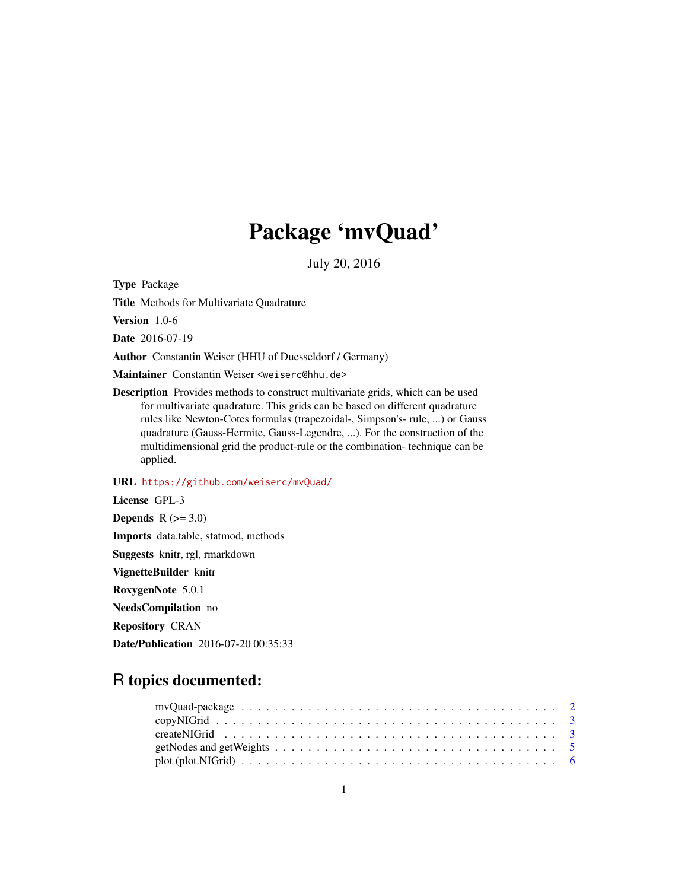# Package 'mvQuad'

July 20, 2016

**Type** Package

**Title** Methods for Multivariate Quadrature

**Version** 1.0-6

**Date** 2016-07-19

**Author** Constantin Weiser (HHU of Duesseldorf / Germany)

**Maintainer** Constantin Weiser <weiserc@hhu.de>

**Description** Provides methods to construct multivariate grids, which can be used for multivariate quadrature. This grids can be based on different quadrature rules like Newton-Cotes formulas (trapezoidal-, Simpson's- rule, ...) or Gauss quadrature (Gauss-Hermite, Gauss-Legendre, ...). For the construction of the multidimensional grid the product-rule or the combination- technique can be applied.

**URL** https://github.com/weiserc/mvQuad/

**License** GPL-3

**Depends** R (>= 3.0)

**Imports** data.table, statmod, methods

**Suggests** knitr, rgl, rmarkdown

**VignetteBuilder** knitr

**RoxygenNote** 5.0.1

**NeedsCompilation** no

**Repository** CRAN

**Date/Publication** 2016-07-20 00:35:33

## R topics documented:

- mvQuad-package . . . . . . . . . . . . . . . . . . . . . . . . . . . . . . . . . . . . . . 2
- copyNIGrid . . . . . . . . . . . . . . . . . . . . . . . . . . . . . . . . . . . . . . . . . 3
- createNIGrid . . . . . . . . . . . . . . . . . . . . . . . . . . . . . . . . . . . . . . . . 3
- getNodes and getWeights . . . . . . . . . . . . . . . . . . . . . . . . . . . . . . . . . 5
- plot (plot.NIGrid) . . . . . . . . . . . . . . . . . . . . . . . . . . . . . . . . . . . . . 6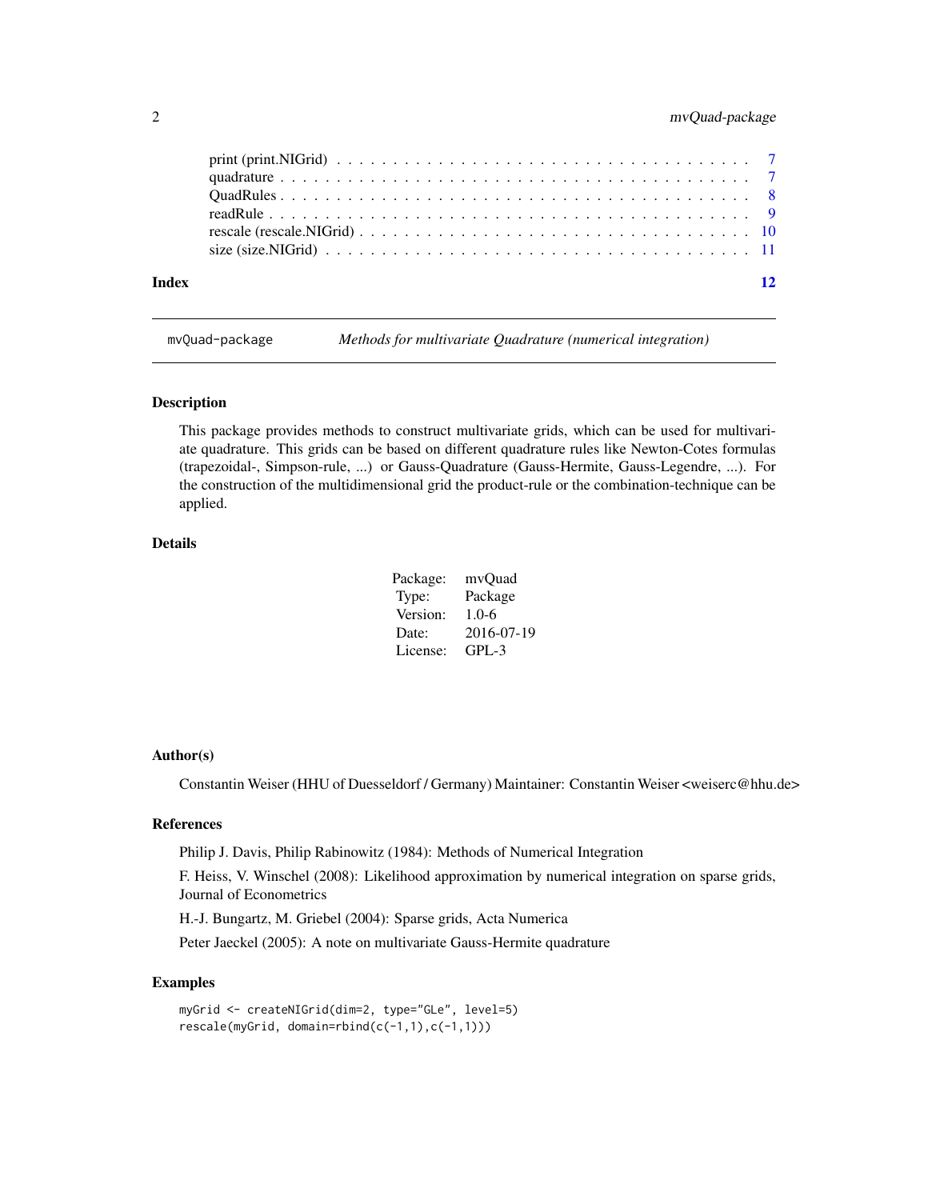print (print.NIGrid) . . . . . . . . . . . . . . . . . . . . . . . . . . . . . . . . . . . 7
quadrature . . . . . . . . . . . . . . . . . . . . . . . . . . . . . . . . . . . . . . . . 7
QuadRules . . . . . . . . . . . . . . . . . . . . . . . . . . . . . . . . . . . . . . . . 8
readRule . . . . . . . . . . . . . . . . . . . . . . . . . . . . . . . . . . . . . . . . . 9
rescale (rescale.NIGrid) . . . . . . . . . . . . . . . . . . . . . . . . . . . . . . . . . 10
size (size.NIGrid) . . . . . . . . . . . . . . . . . . . . . . . . . . . . . . . . . . . . 11

**Index** 12

---

`mvQuad-package` *Methods for multivariate Quadrature (numerical integration)*

---

### Description

This package provides methods to construct multivariate grids, which can be used for multivariate quadrature. This grids can be based on different quadrature rules like Newton-Cotes formulas (trapezoidal-, Simpson-rule, ...) or Gauss-Quadrature (Gauss-Hermite, Gauss-Legendre, ...). For the construction of the multidimensional grid the product-rule or the combination-technique can be applied.

### Details

| | |
|---|---|
| Package: | mvQuad |
| Type: | Package |
| Version: | 1.0-6 |
| Date: | 2016-07-19 |
| License: | GPL-3 |

### Author(s)

Constantin Weiser (HHU of Duesseldorf / Germany) Maintainer: Constantin Weiser <weiserc@hhu.de>

### References

Philip J. Davis, Philip Rabinowitz (1984): Methods of Numerical Integration

F. Heiss, V. Winschel (2008): Likelihood approximation by numerical integration on sparse grids, Journal of Econometrics

H.-J. Bungartz, M. Griebel (2004): Sparse grids, Acta Numerica

Peter Jaeckel (2005): A note on multivariate Gauss-Hermite quadrature

### Examples

```
myGrid <- createNIGrid(dim=2, type="GLe", level=5)
rescale(myGrid, domain=rbind(c(-1,1),c(-1,1)))
```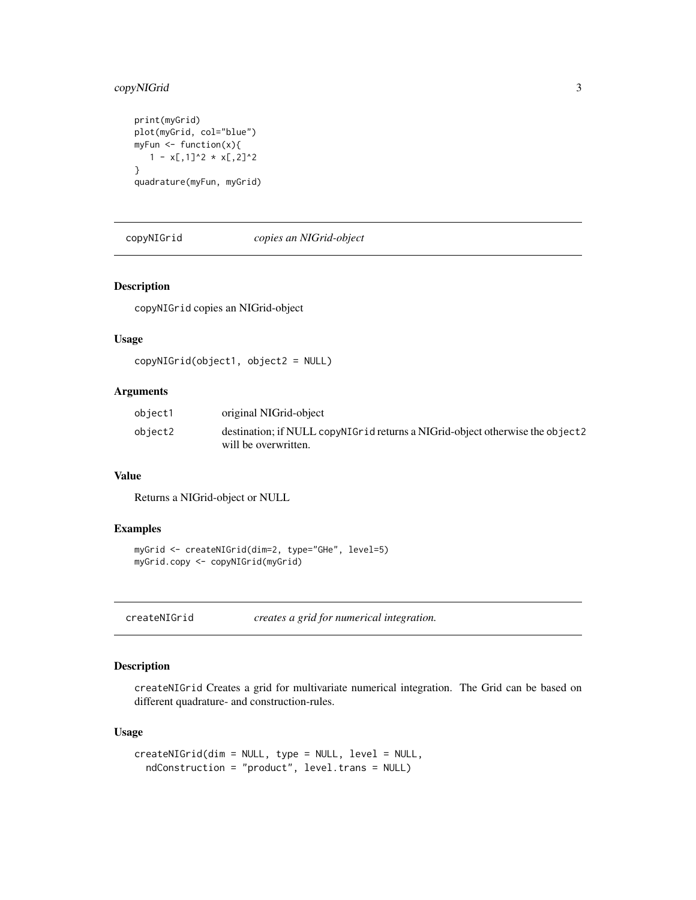```
print(myGrid)
plot(myGrid, col="blue")
myFun <- function(x){
   1 - x[,1]^2 * x[,2]^2
}
quadrature(myFun, myGrid)
```

---

## copyNIGrid *copies an NIGrid-object*

### Description

copyNIGrid copies an NIGrid-object

### Usage

```
copyNIGrid(object1, object2 = NULL)
```

### Arguments

| | |
|---|---|
| object1 | original NIGrid-object |
| object2 | destination; if NULL copyNIGrid returns a NIGrid-object otherwise the object2 will be overwritten. |

### Value

Returns a NIGrid-object or NULL

### Examples

```
myGrid <- createNIGrid(dim=2, type="GHe", level=5)
myGrid.copy <- copyNIGrid(myGrid)
```

---

## createNIGrid *creates a grid for numerical integration.*

### Description

createNIGrid Creates a grid for multivariate numerical integration. The Grid can be based on different quadrature- and construction-rules.

### Usage

```
createNIGrid(dim = NULL, type = NULL, level = NULL,
  ndConstruction = "product", level.trans = NULL)
```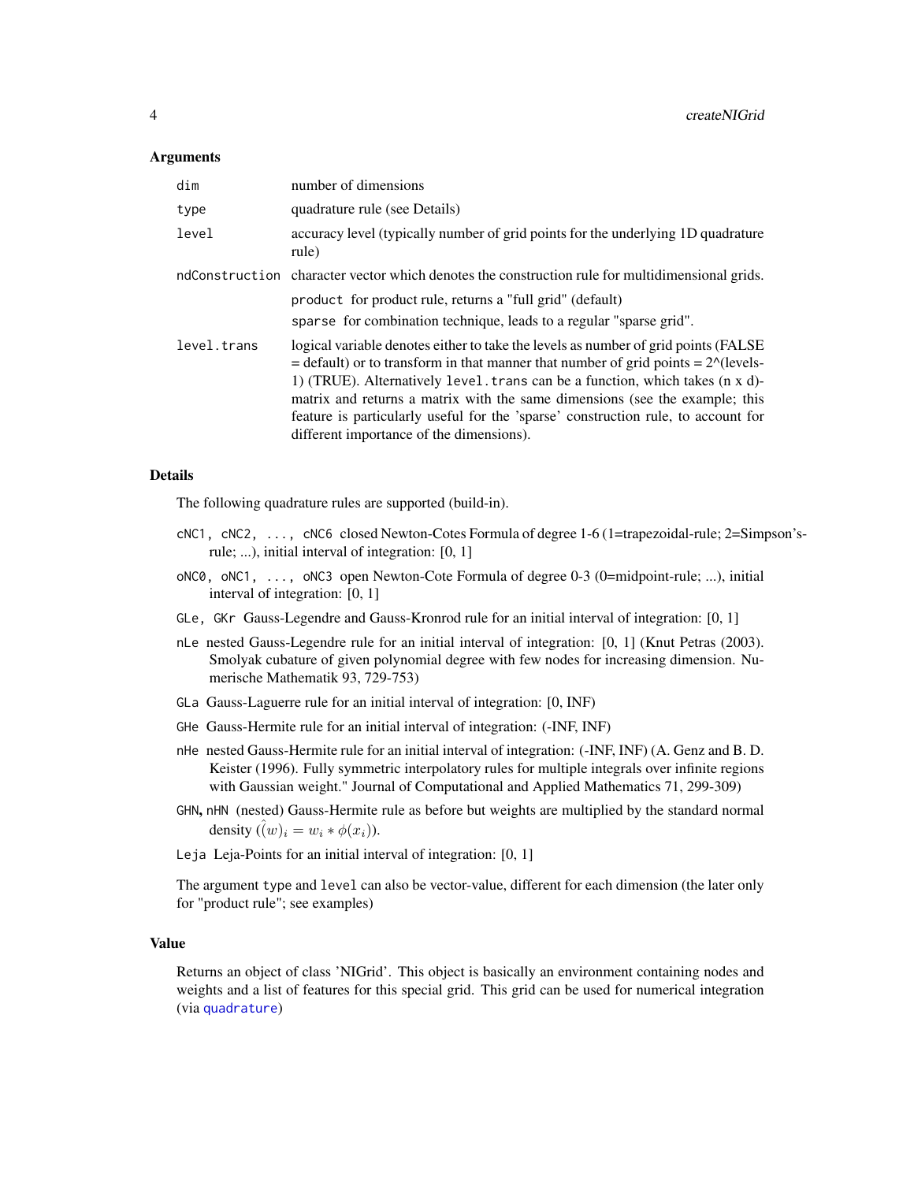### Arguments

| | |
|---|---|
| `dim` | number of dimensions |
| `type` | quadrature rule (see Details) |
| `level` | accuracy level (typically number of grid points for the underlying 1D quadrature rule) |
| `ndConstruction` | character vector which denotes the construction rule for multidimensional grids.<br>`product` for product rule, returns a "full grid" (default)<br>`sparse` for combination technique, leads to a regular "sparse grid". |
| `level.trans` | logical variable denotes either to take the levels as number of grid points (FALSE = default) or to transform in that manner that number of grid points = 2^(levels-1) (TRUE). Alternatively `level.trans` can be a function, which takes (n x d)-matrix and returns a matrix with the same dimensions (see the example; this feature is particularly useful for the 'sparse' construction rule, to account for different importance of the dimensions). |

### Details

The following quadrature rules are supported (build-in).

- `cNC1, cNC2, ..., cNC6` closed Newton-Cotes Formula of degree 1-6 (1=trapezoidal-rule; 2=Simpson's-rule; ...), initial interval of integration: [0, 1]
- `oNC0, oNC1, ..., oNC3` open Newton-Cote Formula of degree 0-3 (0=midpoint-rule; ...), initial interval of integration: [0, 1]
- `GLe, GKr` Gauss-Legendre and Gauss-Kronrod rule for an initial interval of integration: [0, 1]
- `nLe` nested Gauss-Legendre rule for an initial interval of integration: [0, 1] (Knut Petras (2003). Smolyak cubature of given polynomial degree with few nodes for increasing dimension. Numerische Mathematik 93, 729-753)
- `GLa` Gauss-Laguerre rule for an initial interval of integration: [0, INF)
- `GHe` Gauss-Hermite rule for an initial interval of integration: (-INF, INF)
- `nHe` nested Gauss-Hermite rule for an initial interval of integration: (-INF, INF) (A. Genz and B. D. Keister (1996). Fully symmetric interpolatory rules for multiple integrals over infinite regions with Gaussian weight." Journal of Computational and Applied Mathematics 71, 299-309)
- `GHN`, `nHN` (nested) Gauss-Hermite rule as before but weights are multiplied by the standard normal density $(\hat{(w)}_i = w_i * \phi(x_i))$.
- `Leja` Leja-Points for an initial interval of integration: [0, 1]

The argument `type` and `level` can also be vector-value, different for each dimension (the later only for "product rule"; see examples)

### Value

Returns an object of class 'NIGrid'. This object is basically an environment containing nodes and weights and a list of features for this special grid. This grid can be used for numerical integration (via `quadrature`)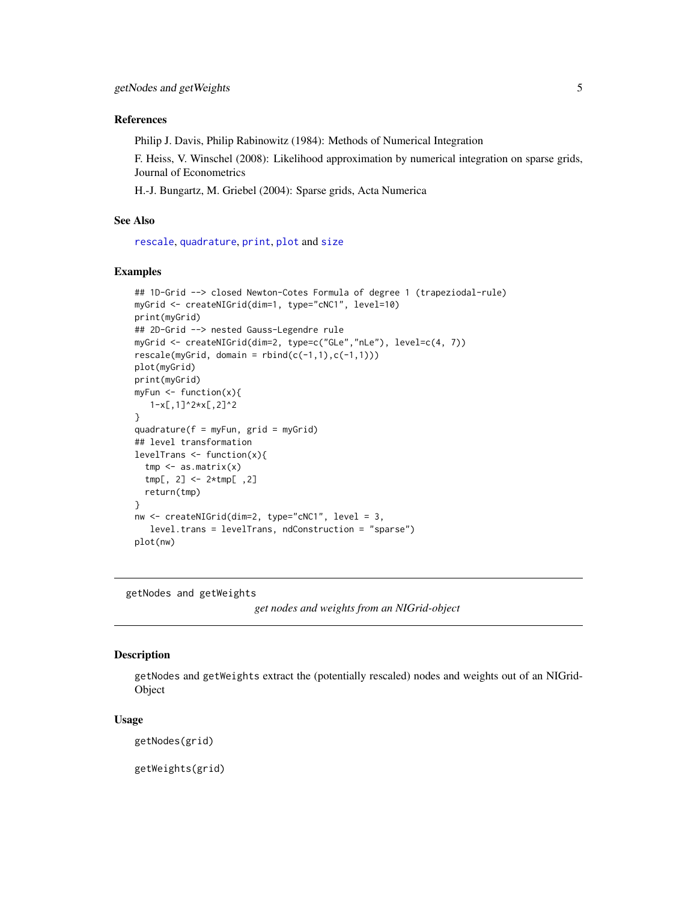### References

Philip J. Davis, Philip Rabinowitz (1984): Methods of Numerical Integration

F. Heiss, V. Winschel (2008): Likelihood approximation by numerical integration on sparse grids, Journal of Econometrics

H.-J. Bungartz, M. Griebel (2004): Sparse grids, Acta Numerica

### See Also

rescale, quadrature, print, plot and size

### Examples

```
## 1D-Grid --> closed Newton-Cotes Formula of degree 1 (trapeziodal-rule)
myGrid <- createNIGrid(dim=1, type="cNC1", level=10)
print(myGrid)
## 2D-Grid --> nested Gauss-Legendre rule
myGrid <- createNIGrid(dim=2, type=c("GLe","nLe"), level=c(4, 7))
rescale(myGrid, domain = rbind(c(-1,1),c(-1,1)))
plot(myGrid)
print(myGrid)
myFun <- function(x){
   1-x[,1]^2*x[,2]^2
}
quadrature(f = myFun, grid = myGrid)
## level transformation
levelTrans <- function(x){
  tmp <- as.matrix(x)
  tmp[, 2] <- 2*tmp[ ,2]
  return(tmp)
}
nw <- createNIGrid(dim=2, type="cNC1", level = 3,
   level.trans = levelTrans, ndConstruction = "sparse")
plot(nw)
```

---

## getNodes and getWeights

*get nodes and weights from an NIGrid-object*

### Description

getNodes and getWeights extract the (potentially rescaled) nodes and weights out of an NIGrid-Object

### Usage

```
getNodes(grid)

getWeights(grid)
```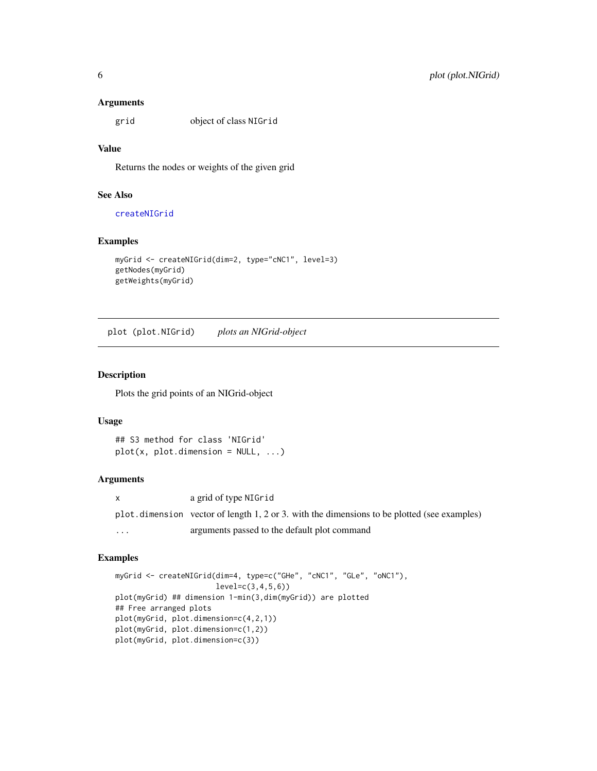### Arguments

| | |
|---|---|
| grid | object of class NIGrid |

### Value

Returns the nodes or weights of the given grid

### See Also

createNIGrid

### Examples

```
myGrid <- createNIGrid(dim=2, type="cNC1", level=3)
getNodes(myGrid)
getWeights(myGrid)
```

---

## plot (plot.NIGrid) *plots an NIGrid-object*

### Description

Plots the grid points of an NIGrid-object

### Usage

```
## S3 method for class 'NIGrid'
plot(x, plot.dimension = NULL, ...)
```

### Arguments

| | |
|---|---|
| x | a grid of type NIGrid |
| plot.dimension | vector of length 1, 2 or 3. with the dimensions to be plotted (see examples) |
| ... | arguments passed to the default plot command |

### Examples

```
myGrid <- createNIGrid(dim=4, type=c("GHe", "cNC1", "GLe", "oNC1"),
                       level=c(3,4,5,6))
plot(myGrid) ## dimension 1-min(3,dim(myGrid)) are plotted
## Free arranged plots
plot(myGrid, plot.dimension=c(4,2,1))
plot(myGrid, plot.dimension=c(1,2))
plot(myGrid, plot.dimension=c(3))
```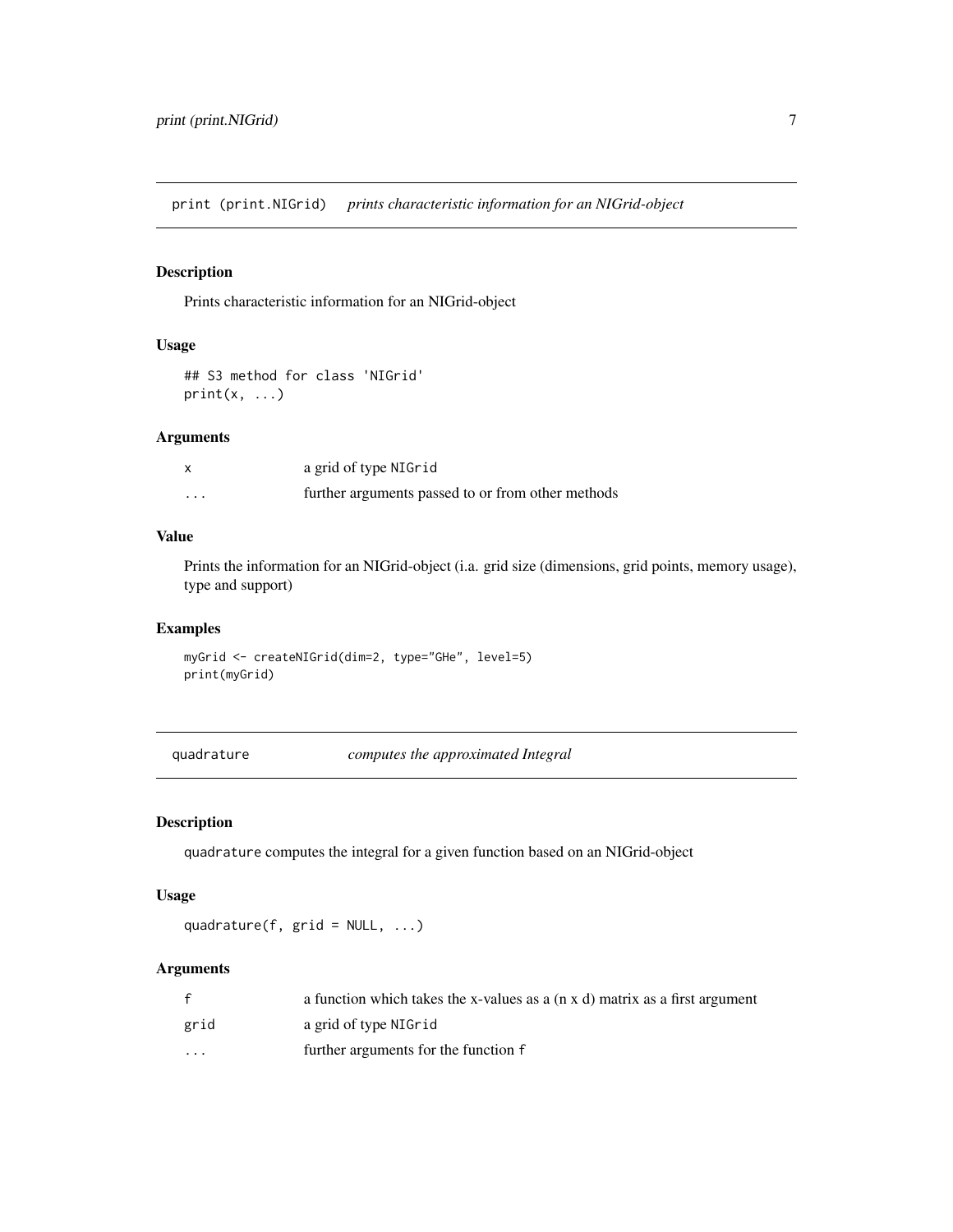## print (print.NIGrid) *prints characteristic information for an NIGrid-object*

### Description

Prints characteristic information for an NIGrid-object

### Usage

```
## S3 method for class 'NIGrid'
print(x, ...)
```

### Arguments

| | |
|---|---|
| x | a grid of type NIGrid |
| ... | further arguments passed to or from other methods |

### Value

Prints the information for an NIGrid-object (i.a. grid size (dimensions, grid points, memory usage), type and support)

### Examples

```
myGrid <- createNIGrid(dim=2, type="GHe", level=5)
print(myGrid)
```

## quadrature *computes the approximated Integral*

### Description

quadrature computes the integral for a given function based on an NIGrid-object

### Usage

```
quadrature(f, grid = NULL, ...)
```

### Arguments

| | |
|---|---|
| f | a function which takes the x-values as a (n x d) matrix as a first argument |
| grid | a grid of type NIGrid |
| ... | further arguments for the function f |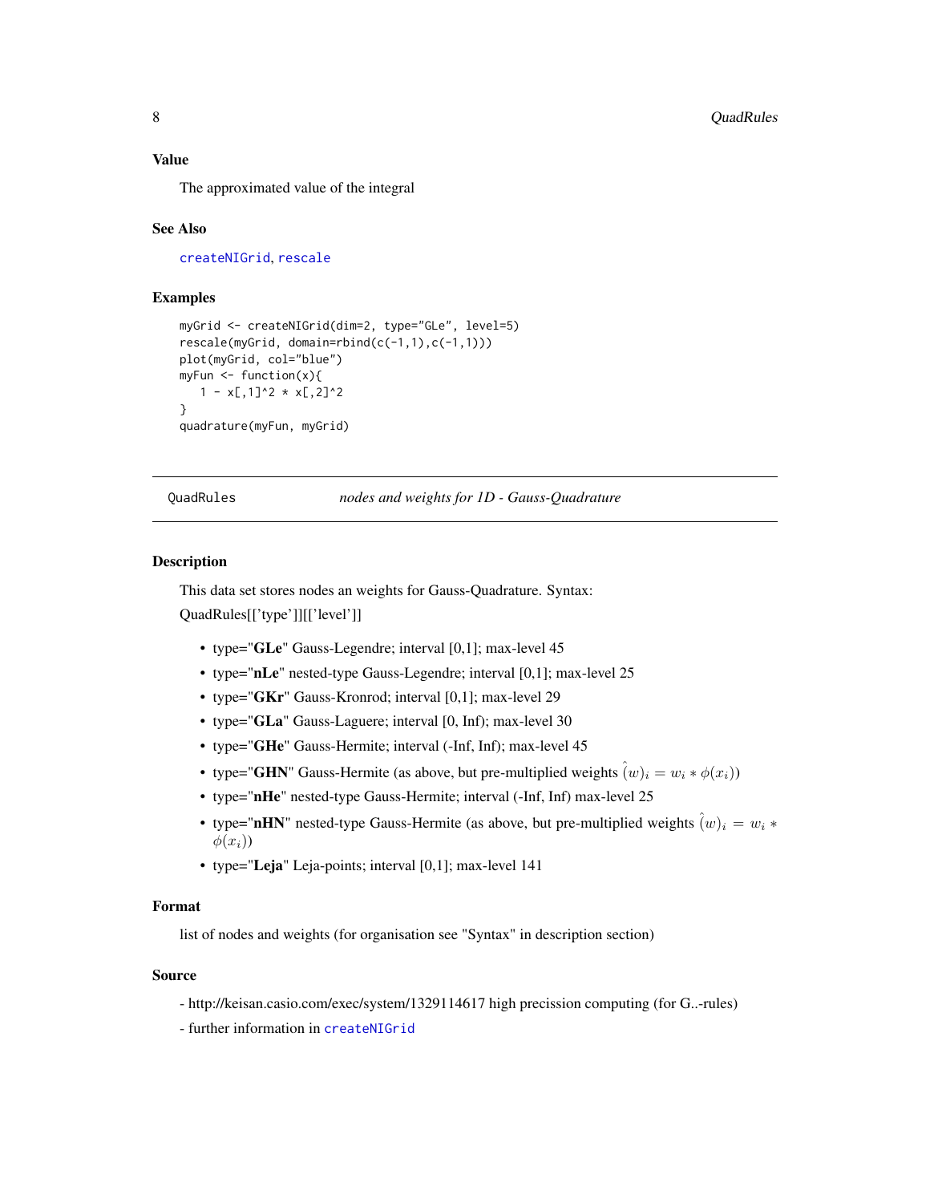### Value

The approximated value of the integral

### See Also

createNIGrid, rescale

### Examples

```
myGrid <- createNIGrid(dim=2, type="GLe", level=5)
rescale(myGrid, domain=rbind(c(-1,1),c(-1,1)))
plot(myGrid, col="blue")
myFun <- function(x){
   1 - x[,1]^2 * x[,2]^2
}
quadrature(myFun, myGrid)
```

---

## QuadRules *nodes and weights for 1D - Gauss-Quadrature*

---

### Description

This data set stores nodes an weights for Gauss-Quadrature. Syntax:

QuadRules[['type']][['level']]

- type="**GLe**" Gauss-Legendre; interval [0,1]; max-level 45
- type="**nLe**" nested-type Gauss-Legendre; interval [0,1]; max-level 25
- type="**GKr**" Gauss-Kronrod; interval [0,1]; max-level 29
- type="**GLa**" Gauss-Laguere; interval [0, Inf); max-level 30
- type="**GHe**" Gauss-Hermite; interval (-Inf, Inf); max-level 45
- type="**GHN**" Gauss-Hermite (as above, but pre-multiplied weights $\hat(w)_i = w_i * \phi(x_i)$)
- type="**nHe**" nested-type Gauss-Hermite; interval (-Inf, Inf) max-level 25
- type="**nHN**" nested-type Gauss-Hermite (as above, but pre-multiplied weights $\hat(w)_i = w_i * \phi(x_i)$)
- type="**Leja**" Leja-points; interval [0,1]; max-level 141

### Format

list of nodes and weights (for organisation see "Syntax" in description section)

### Source

- http://keisan.casio.com/exec/system/1329114617 high precission computing (for G..-rules)

- further information in createNIGrid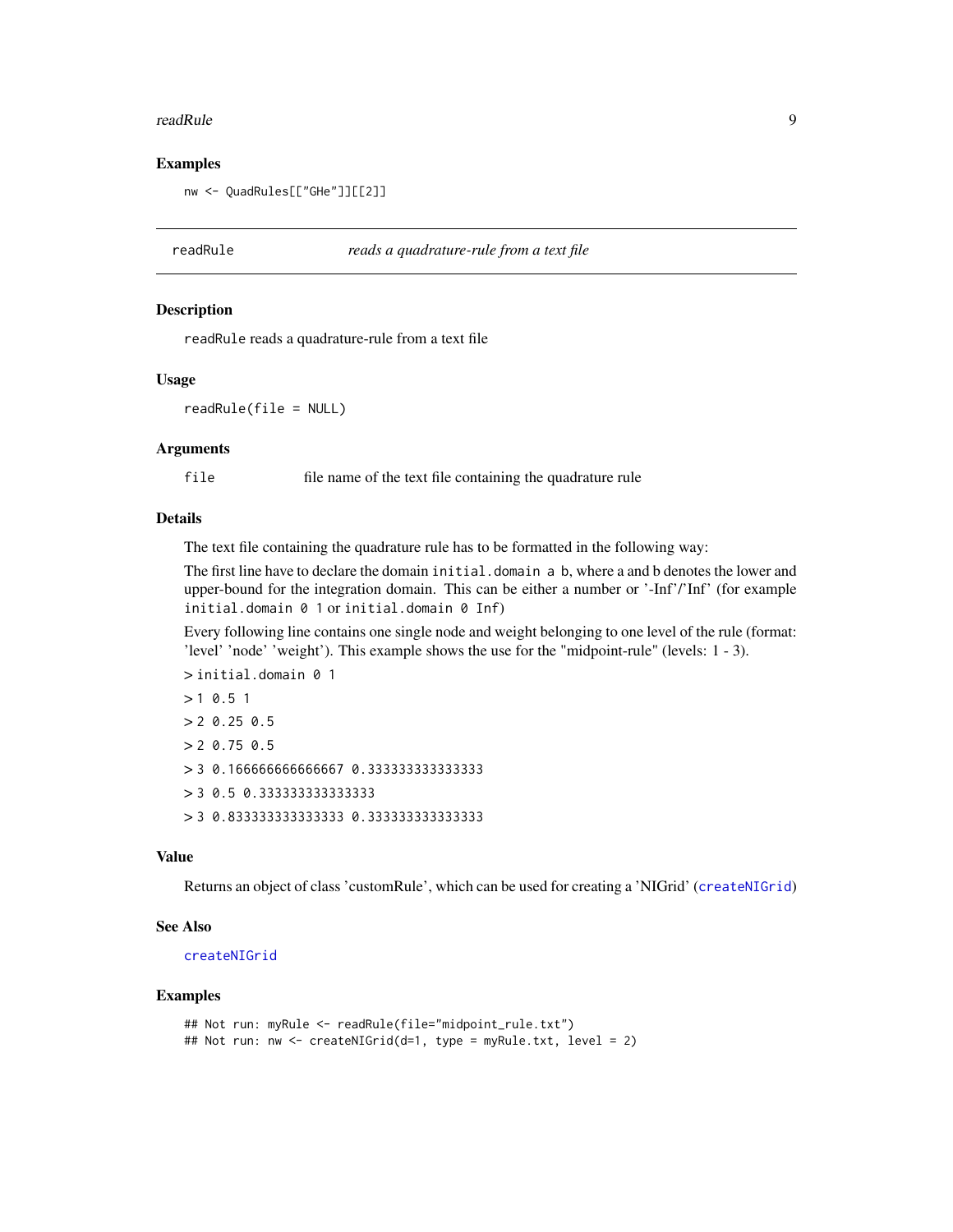### Examples

```
nw <- QuadRules[["GHe"]][[2]]
```

---

## readRule *reads a quadrature-rule from a text file*

---

### Description

`readRule` reads a quadrature-rule from a text file

### Usage

```
readRule(file = NULL)
```

### Arguments

| | |
|---|---|
| `file` | file name of the text file containing the quadrature rule |

### Details

The text file containing the quadrature rule has to be formatted in the following way:

The first line have to declare the domain `initial.domain a b`, where a and b denotes the lower and upper-bound for the integration domain. This can be either a number or '-Inf'/'Inf' (for example `initial.domain 0 1` or `initial.domain 0 Inf`)

Every following line contains one single node and weight belonging to one level of the rule (format: 'level' 'node' 'weight'). This example shows the use for the "midpoint-rule" (levels: 1 - 3).

> `initial.domain 0 1`

> `1 0.5 1`

> `2 0.25 0.5`

> `2 0.75 0.5`

> `3 0.166666666666667 0.333333333333333`

> `3 0.5 0.333333333333333`

> `3 0.833333333333333 0.333333333333333`

### Value

Returns an object of class 'customRule', which can be used for creating a 'NIGrid' (`createNIGrid`)

### See Also

`createNIGrid`

### Examples

```
## Not run: myRule <- readRule(file="midpoint_rule.txt")
## Not run: nw <- createNIGrid(d=1, type = myRule.txt, level = 2)
```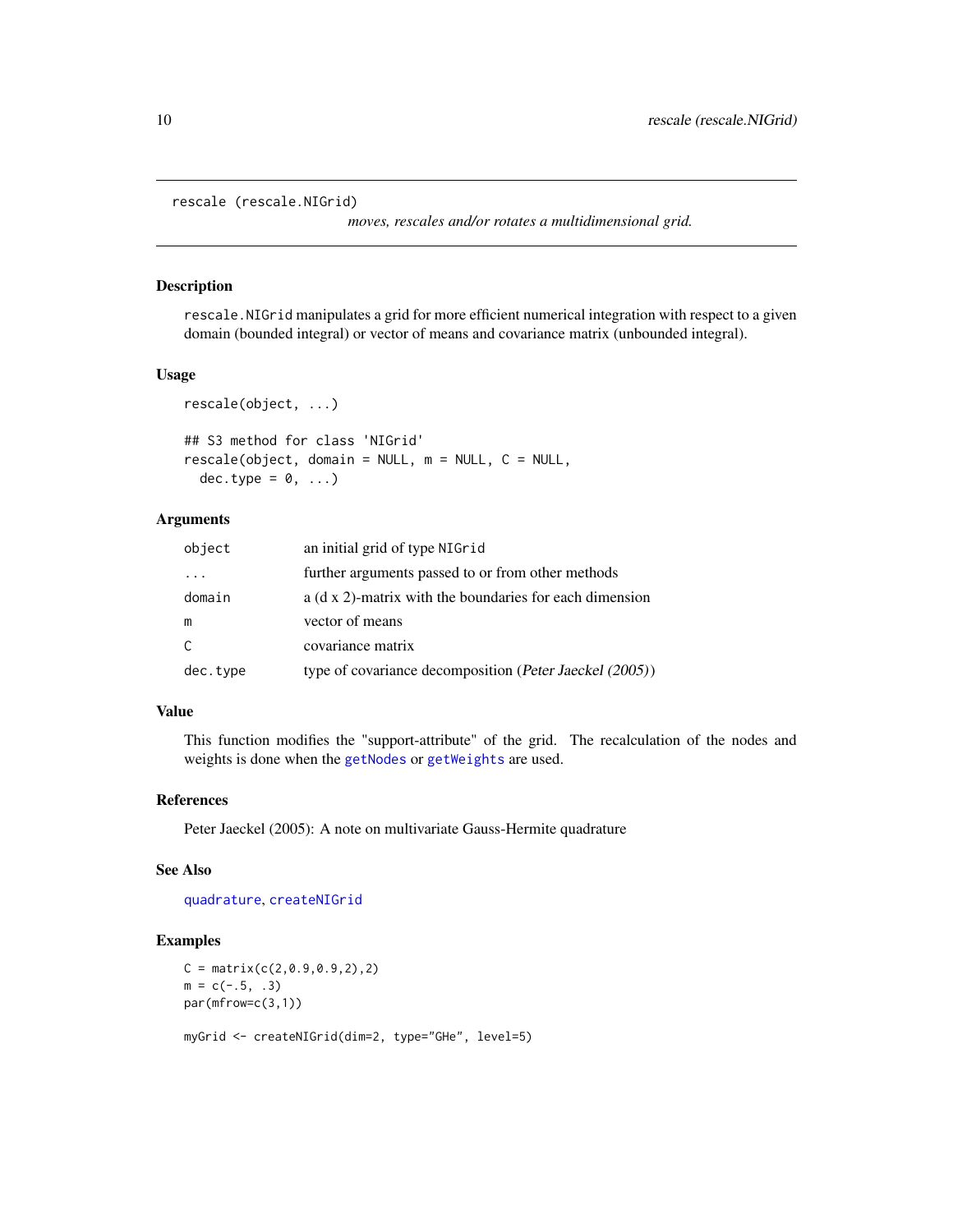rescale (rescale.NIGrid) — *moves, rescales and/or rotates a multidimensional grid.*

## Description

`rescale.NIGrid` manipulates a grid for more efficient numerical integration with respect to a given domain (bounded integral) or vector of means and covariance matrix (unbounded integral).

## Usage

```
rescale(object, ...)

## S3 method for class 'NIGrid'
rescale(object, domain = NULL, m = NULL, C = NULL,
  dec.type = 0, ...)
```

## Arguments

| | |
|---|---|
| `object` | an initial grid of type `NIGrid` |
| `...` | further arguments passed to or from other methods |
| `domain` | a (d x 2)-matrix with the boundaries for each dimension |
| `m` | vector of means |
| `C` | covariance matrix |
| `dec.type` | type of covariance decomposition (*Peter Jaeckel (2005)*) |

## Value

This function modifies the "support-attribute" of the grid. The recalculation of the nodes and weights is done when the `getNodes` or `getWeights` are used.

## References

Peter Jaeckel (2005): A note on multivariate Gauss-Hermite quadrature

## See Also

`quadrature`, `createNIGrid`

## Examples

```
C = matrix(c(2,0.9,0.9,2),2)
m = c(-.5, .3)
par(mfrow=c(3,1))

myGrid <- createNIGrid(dim=2, type="GHe", level=5)
```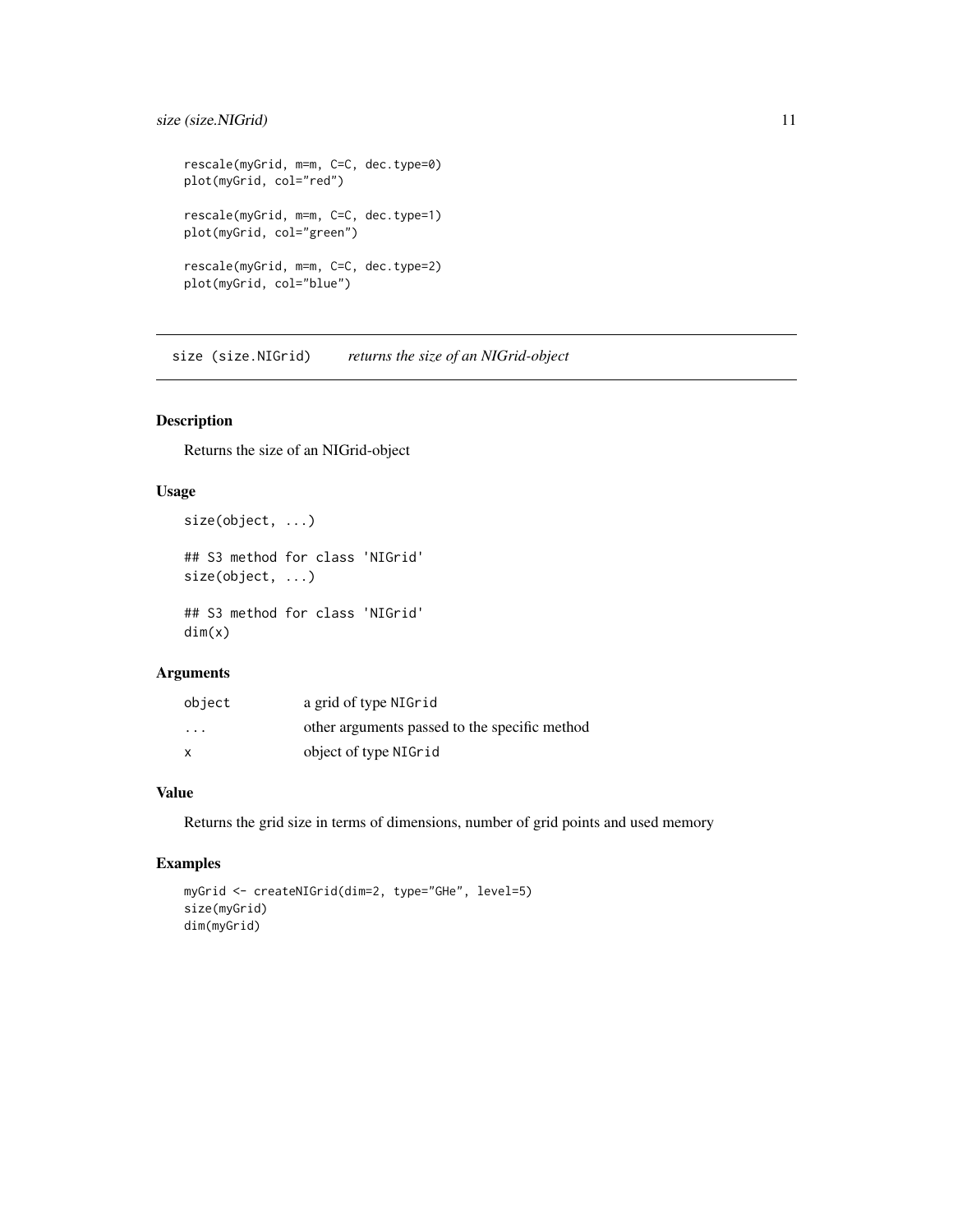```
rescale(myGrid, m=m, C=C, dec.type=0)
plot(myGrid, col="red")

rescale(myGrid, m=m, C=C, dec.type=1)
plot(myGrid, col="green")

rescale(myGrid, m=m, C=C, dec.type=2)
plot(myGrid, col="blue")
```

## size (size.NIGrid) *returns the size of an NIGrid-object*

### Description

Returns the size of an NIGrid-object

### Usage

```
size(object, ...)

## S3 method for class 'NIGrid'
size(object, ...)

## S3 method for class 'NIGrid'
dim(x)
```

### Arguments

| | |
|---|---|
| object | a grid of type NIGrid |
| ... | other arguments passed to the specific method |
| x | object of type NIGrid |

### Value

Returns the grid size in terms of dimensions, number of grid points and used memory

### Examples

```
myGrid <- createNIGrid(dim=2, type="GHe", level=5)
size(myGrid)
dim(myGrid)
```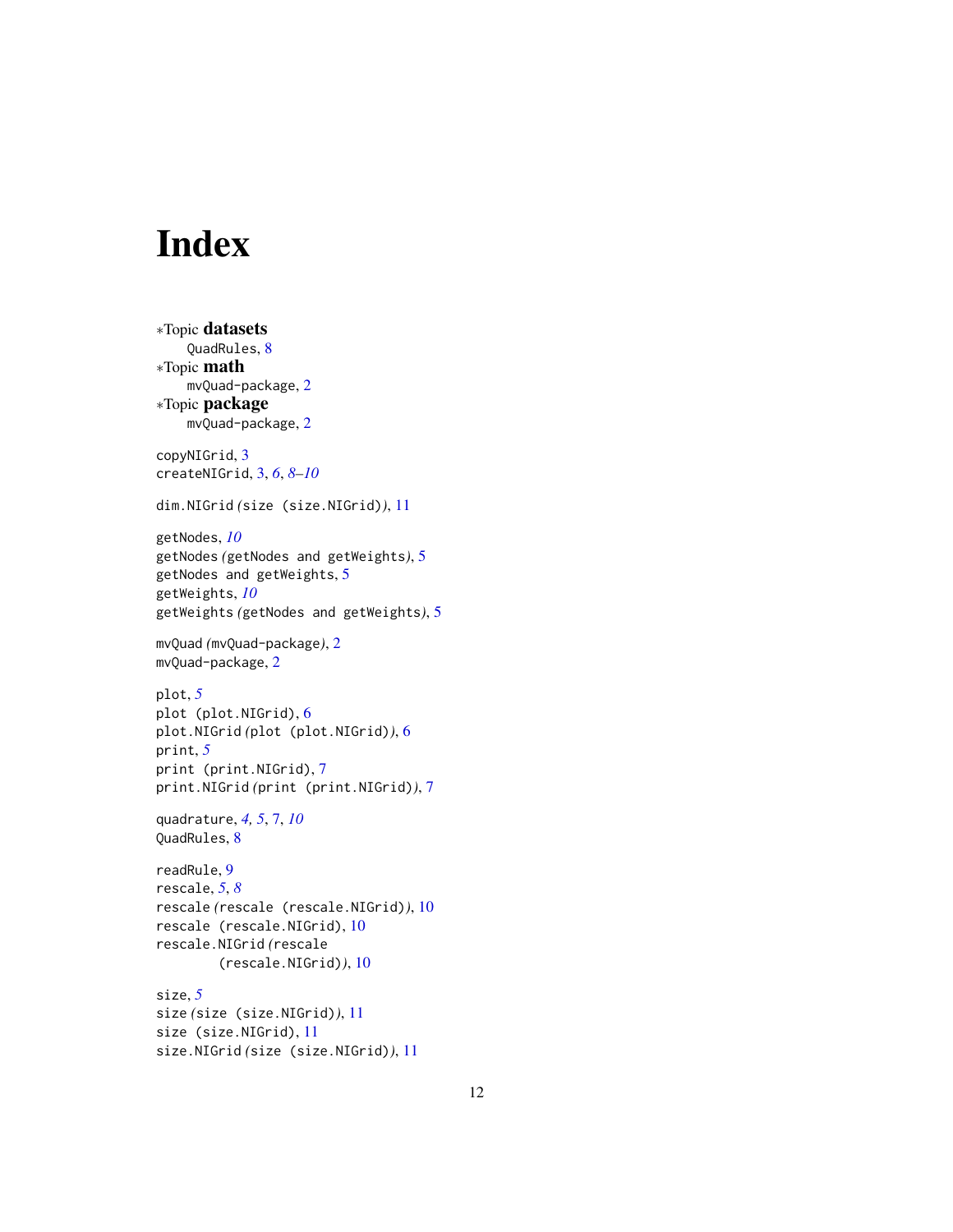# Index

*Topic **datasets**
    QuadRules, 8
*Topic **math**
    mvQuad-package, 2
*Topic **package**
    mvQuad-package, 2

copyNIGrid, 3
createNIGrid, 3, *6*, *8–10*

dim.NIGrid *(*size (size.NIGrid)*)*, 11

getNodes, *10*
getNodes *(*getNodes and getWeights*)*, 5
getNodes and getWeights, 5
getWeights, *10*
getWeights *(*getNodes and getWeights*)*, 5

mvQuad *(*mvQuad-package*)*, 2
mvQuad-package, 2

plot, *5*
plot (plot.NIGrid), 6
plot.NIGrid *(*plot (plot.NIGrid)*)*, 6
print, *5*
print (print.NIGrid), 7
print.NIGrid *(*print (print.NIGrid)*)*, 7

quadrature, *4, 5*, 7, *10*
QuadRules, 8

readRule, 9
rescale, *5*, *8*
rescale *(*rescale (rescale.NIGrid)*)*, 10
rescale (rescale.NIGrid), 10
rescale.NIGrid *(*rescale
        (rescale.NIGrid)*)*, 10

size, *5*
size *(*size (size.NIGrid)*)*, 11
size (size.NIGrid), 11
size.NIGrid *(*size (size.NIGrid)*)*, 11